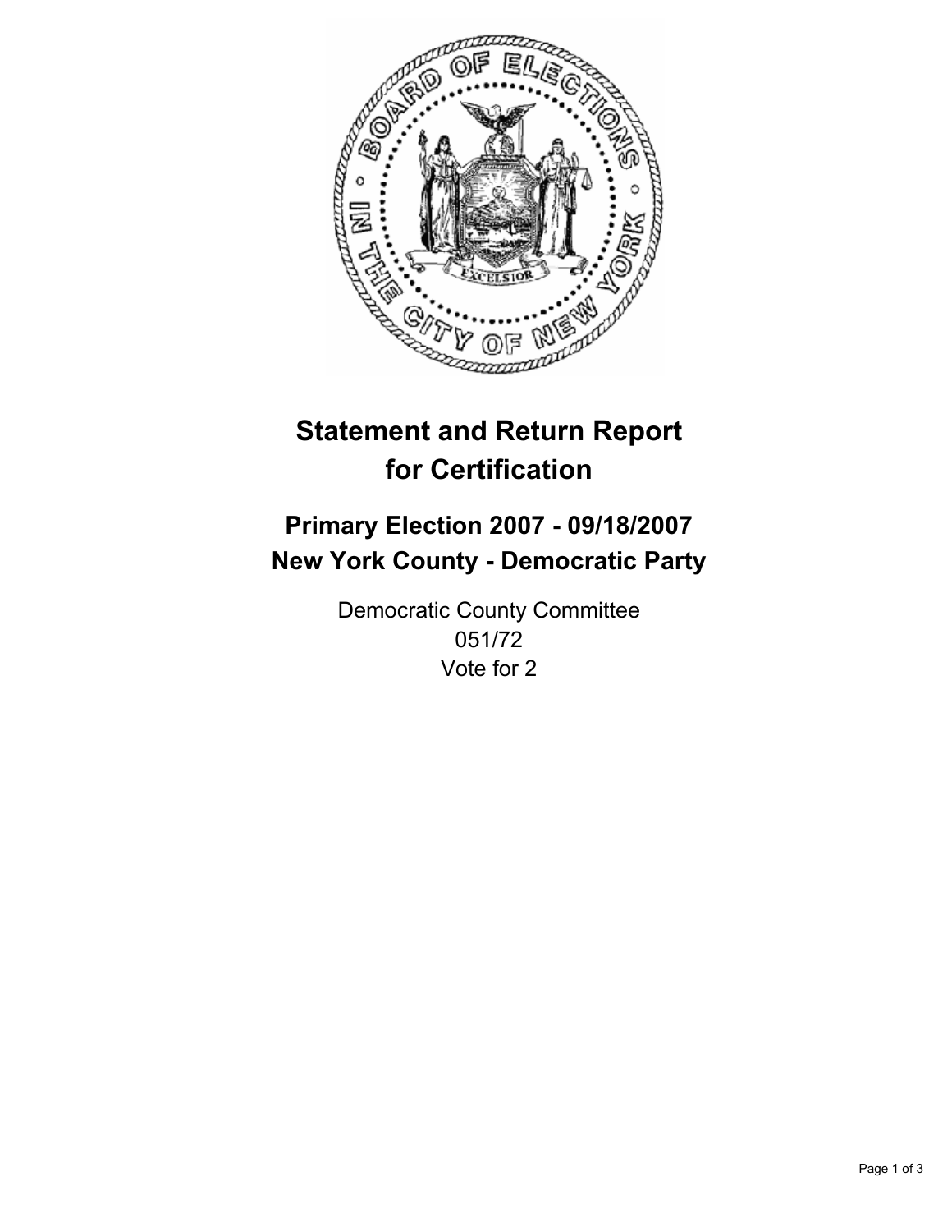# Statement and Return Report for Certification

## Primary Election 2007 - 09/18/2007
## New York County - Democratic Party

Democratic County Committee
051/72
Vote for 2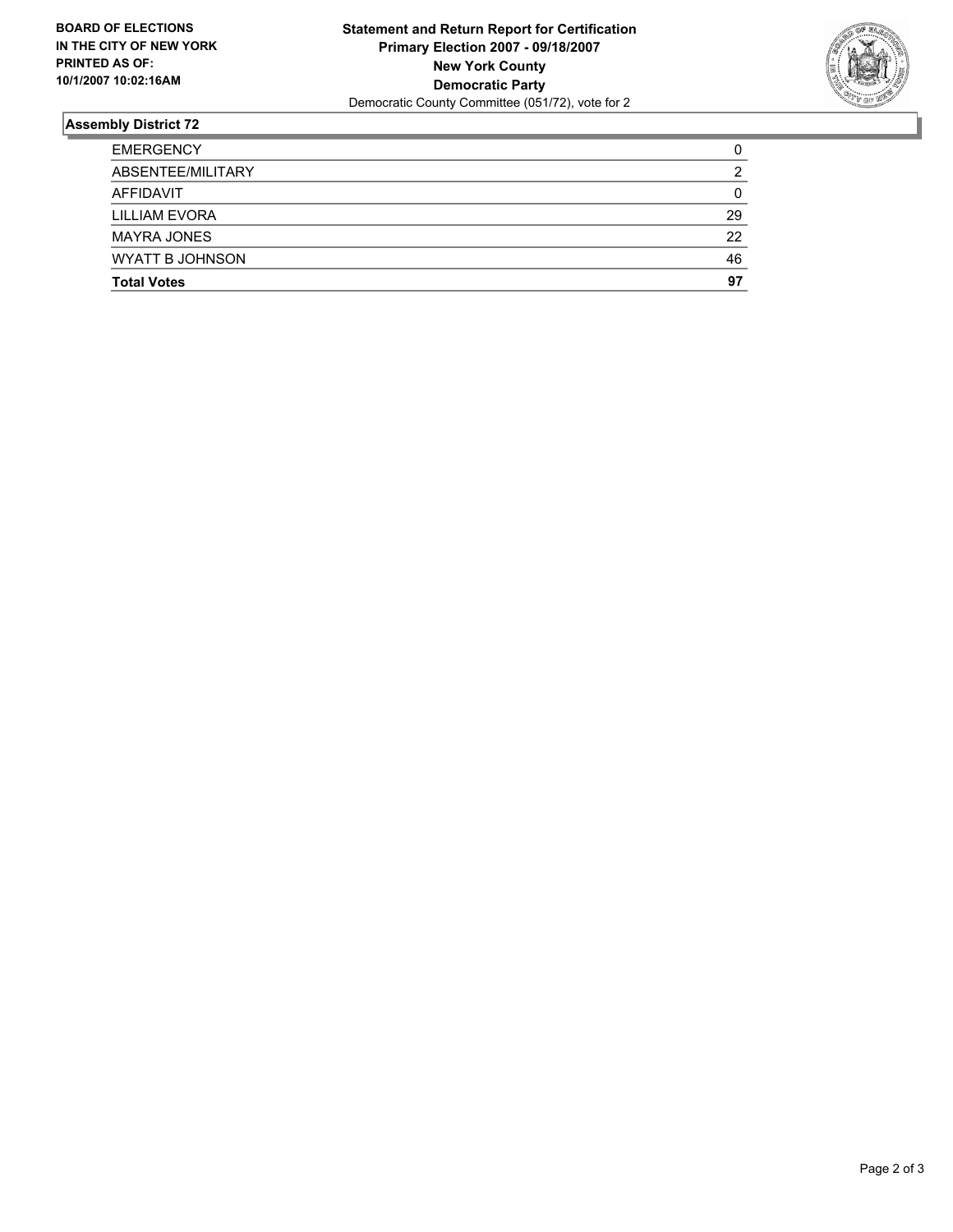**BOARD OF ELECTIONS IN THE CITY OF NEW YORK PRINTED AS OF: 10/1/2007 10:02:16AM**

**Statement and Return Report for Certification**
**Primary Election 2007 - 09/18/2007**
**New York County**
**Democratic Party**
Democratic County Committee (051/72), vote for 2

## Assembly District 72

| | |
|---|---|
| EMERGENCY | 0 |
| ABSENTEE/MILITARY | 2 |
| AFFIDAVIT | 0 |
| LILLIAM EVORA | 29 |
| MAYRA JONES | 22 |
| WYATT B JOHNSON | 46 |
| **Total Votes** | **97** |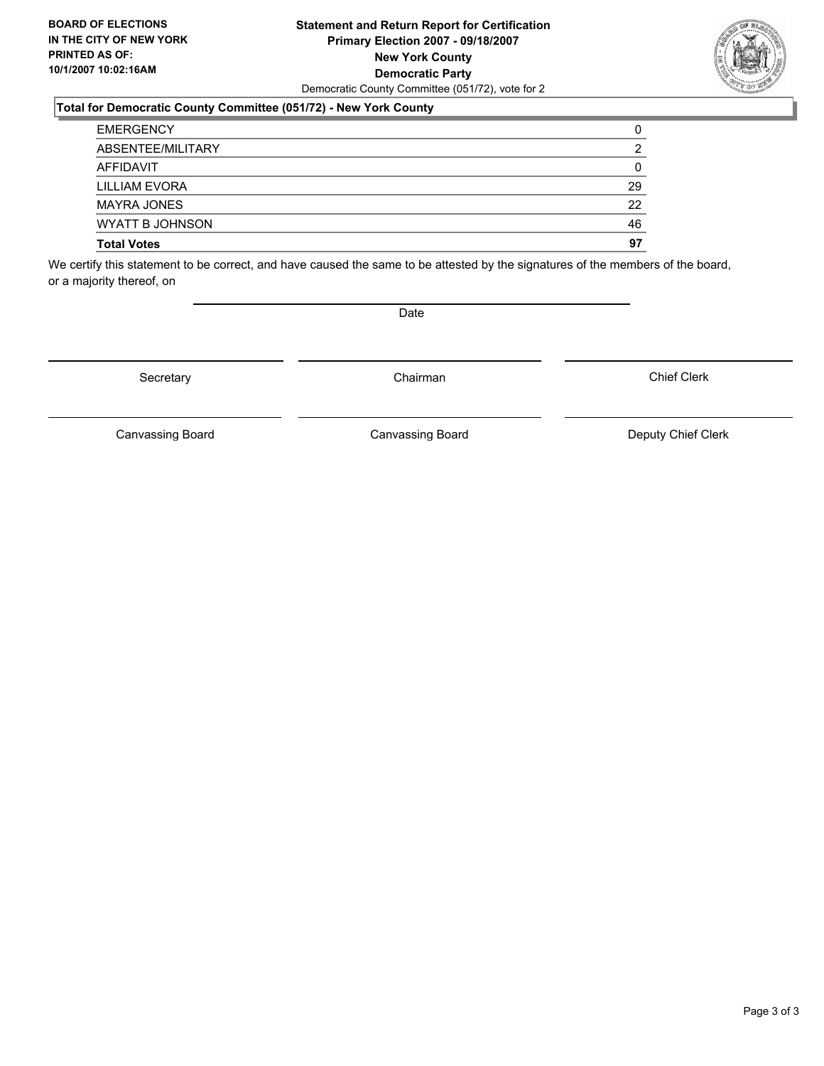**BOARD OF ELECTIONS IN THE CITY OF NEW YORK PRINTED AS OF: 10/1/2007 10:02:16AM**

**Statement and Return Report for Certification**
**Primary Election 2007 - 09/18/2007**
**New York County**
**Democratic Party**
Democratic County Committee (051/72), vote for 2

### Total for Democratic County Committee (051/72) - New York County

| | |
|---|---|
| EMERGENCY | 0 |
| ABSENTEE/MILITARY | 2 |
| AFFIDAVIT | 0 |
| LILLIAM EVORA | 29 |
| MAYRA JONES | 22 |
| WYATT B JOHNSON | 46 |
| **Total Votes** | **97** |

We certify this statement to be correct, and have caused the same to be attested by the signatures of the members of the board, or a majority thereof, on

Date

Secretary

Chairman

Chief Clerk

Canvassing Board

Canvassing Board

Deputy Chief Clerk